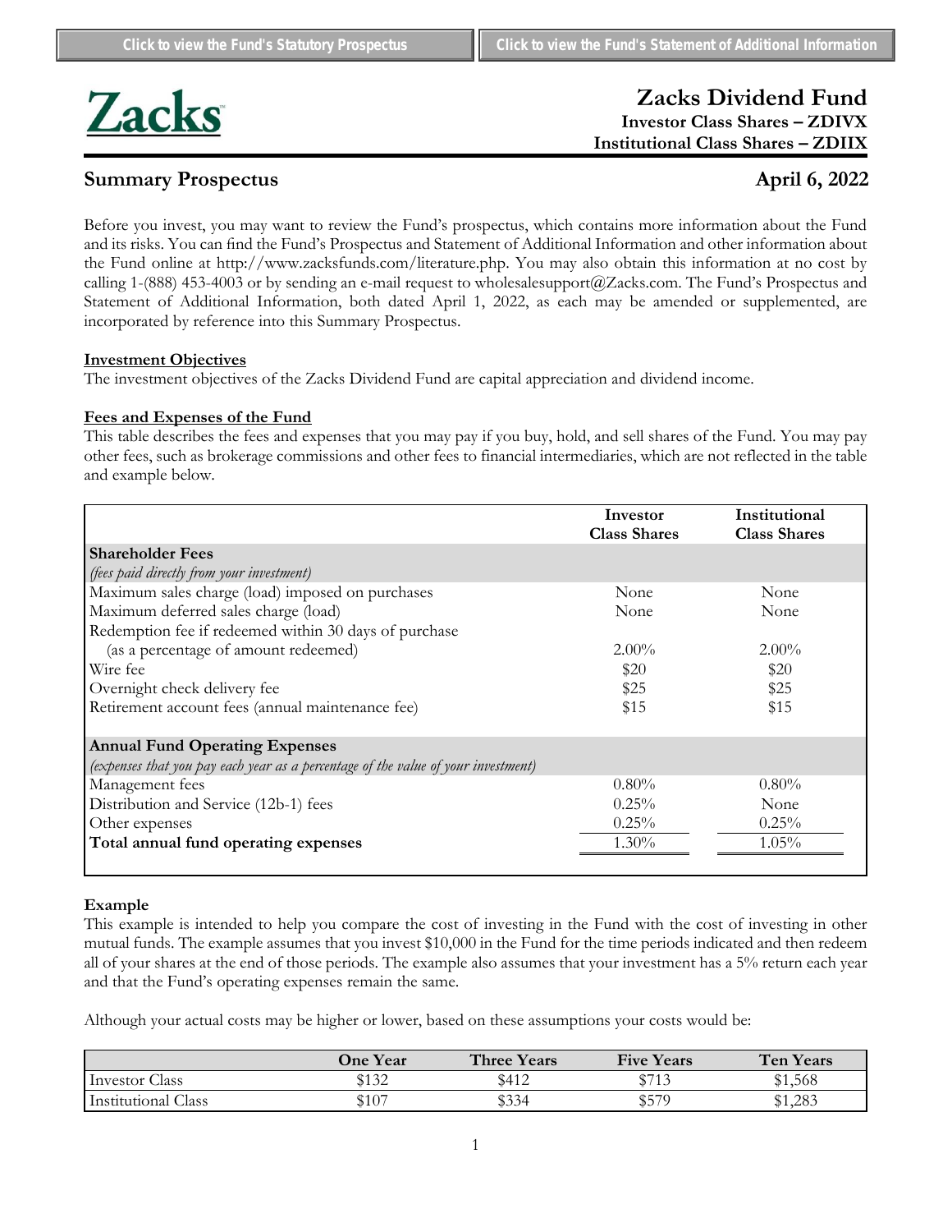Click to view the Fund's Statutory Prospectus | Click to view the Fund's Statement of Additional Information

Zacks

# Zacks Dividend Fund

**Investor Class Shares – ZDIVX**
**Institutional Class Shares – ZDIIX**

## Summary Prospectus

**April 6, 2022**

Before you invest, you may want to review the Fund's prospectus, which contains more information about the Fund and its risks. You can find the Fund's Prospectus and Statement of Additional Information and other information about the Fund online at http://www.zacksfunds.com/literature.php. You may also obtain this information at no cost by calling 1-(888) 453-4003 or by sending an e-mail request to wholesalesupport@Zacks.com. The Fund's Prospectus and Statement of Additional Information, both dated April 1, 2022, as each may be amended or supplemented, are incorporated by reference into this Summary Prospectus.

### Investment Objectives

The investment objectives of the Zacks Dividend Fund are capital appreciation and dividend income.

### Fees and Expenses of the Fund

This table describes the fees and expenses that you may pay if you buy, hold, and sell shares of the Fund. You may pay other fees, such as brokerage commissions and other fees to financial intermediaries, which are not reflected in the table and example below.

| | Investor Class Shares | Institutional Class Shares |
|---|---|---|
| **Shareholder Fees** *(fees paid directly from your investment)* | | |
| Maximum sales charge (load) imposed on purchases | None | None |
| Maximum deferred sales charge (load) | None | None |
| Redemption fee if redeemed within 30 days of purchase (as a percentage of amount redeemed) | 2.00% | 2.00% |
| Wire fee | $20 | $20 |
| Overnight check delivery fee | $25 | $25 |
| Retirement account fees (annual maintenance fee) | $15 | $15 |
| **Annual Fund Operating Expenses** *(expenses that you pay each year as a percentage of the value of your investment)* | | |
| Management fees | 0.80% | 0.80% |
| Distribution and Service (12b-1) fees | 0.25% | None |
| Other expenses | 0.25% | 0.25% |
| **Total annual fund operating expenses** | 1.30% | 1.05% |

#### Example

This example is intended to help you compare the cost of investing in the Fund with the cost of investing in other mutual funds. The example assumes that you invest $10,000 in the Fund for the time periods indicated and then redeem all of your shares at the end of those periods. The example also assumes that your investment has a 5% return each year and that the Fund's operating expenses remain the same.

Although your actual costs may be higher or lower, based on these assumptions your costs would be:

| | One Year | Three Years | Five Years | Ten Years |
|---|---|---|---|---|
| Investor Class | $132 | $412 | $713 | $1,568 |
| Institutional Class | $107 | $334 | $579 | $1,283 |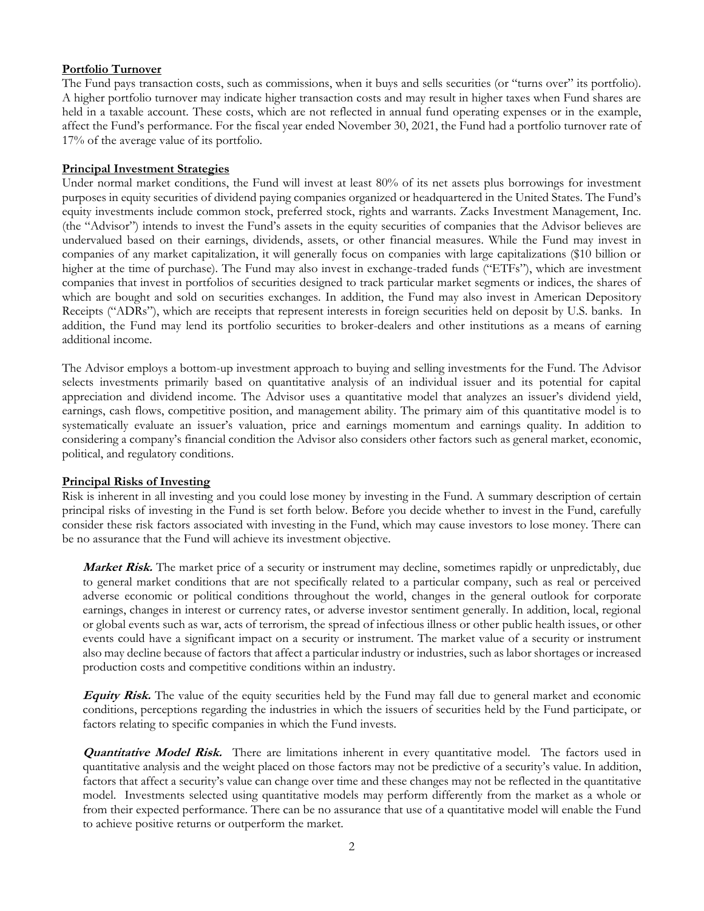## Portfolio Turnover

The Fund pays transaction costs, such as commissions, when it buys and sells securities (or "turns over" its portfolio). A higher portfolio turnover may indicate higher transaction costs and may result in higher taxes when Fund shares are held in a taxable account. These costs, which are not reflected in annual fund operating expenses or in the example, affect the Fund's performance. For the fiscal year ended November 30, 2021, the Fund had a portfolio turnover rate of 17% of the average value of its portfolio.

## Principal Investment Strategies

Under normal market conditions, the Fund will invest at least 80% of its net assets plus borrowings for investment purposes in equity securities of dividend paying companies organized or headquartered in the United States. The Fund's equity investments include common stock, preferred stock, rights and warrants. Zacks Investment Management, Inc. (the "Advisor") intends to invest the Fund's assets in the equity securities of companies that the Advisor believes are undervalued based on their earnings, dividends, assets, or other financial measures. While the Fund may invest in companies of any market capitalization, it will generally focus on companies with large capitalizations ($10 billion or higher at the time of purchase). The Fund may also invest in exchange-traded funds ("ETFs"), which are investment companies that invest in portfolios of securities designed to track particular market segments or indices, the shares of which are bought and sold on securities exchanges. In addition, the Fund may also invest in American Depository Receipts ("ADRs"), which are receipts that represent interests in foreign securities held on deposit by U.S. banks. In addition, the Fund may lend its portfolio securities to broker-dealers and other institutions as a means of earning additional income.

The Advisor employs a bottom-up investment approach to buying and selling investments for the Fund. The Advisor selects investments primarily based on quantitative analysis of an individual issuer and its potential for capital appreciation and dividend income. The Advisor uses a quantitative model that analyzes an issuer's dividend yield, earnings, cash flows, competitive position, and management ability. The primary aim of this quantitative model is to systematically evaluate an issuer's valuation, price and earnings momentum and earnings quality. In addition to considering a company's financial condition the Advisor also considers other factors such as general market, economic, political, and regulatory conditions.

## Principal Risks of Investing

Risk is inherent in all investing and you could lose money by investing in the Fund. A summary description of certain principal risks of investing in the Fund is set forth below. Before you decide whether to invest in the Fund, carefully consider these risk factors associated with investing in the Fund, which may cause investors to lose money. There can be no assurance that the Fund will achieve its investment objective.

***Market Risk.*** The market price of a security or instrument may decline, sometimes rapidly or unpredictably, due to general market conditions that are not specifically related to a particular company, such as real or perceived adverse economic or political conditions throughout the world, changes in the general outlook for corporate earnings, changes in interest or currency rates, or adverse investor sentiment generally. In addition, local, regional or global events such as war, acts of terrorism, the spread of infectious illness or other public health issues, or other events could have a significant impact on a security or instrument. The market value of a security or instrument also may decline because of factors that affect a particular industry or industries, such as labor shortages or increased production costs and competitive conditions within an industry.

***Equity Risk.*** The value of the equity securities held by the Fund may fall due to general market and economic conditions, perceptions regarding the industries in which the issuers of securities held by the Fund participate, or factors relating to specific companies in which the Fund invests.

***Quantitative Model Risk.*** There are limitations inherent in every quantitative model. The factors used in quantitative analysis and the weight placed on those factors may not be predictive of a security's value. In addition, factors that affect a security's value can change over time and these changes may not be reflected in the quantitative model. Investments selected using quantitative models may perform differently from the market as a whole or from their expected performance. There can be no assurance that use of a quantitative model will enable the Fund to achieve positive returns or outperform the market.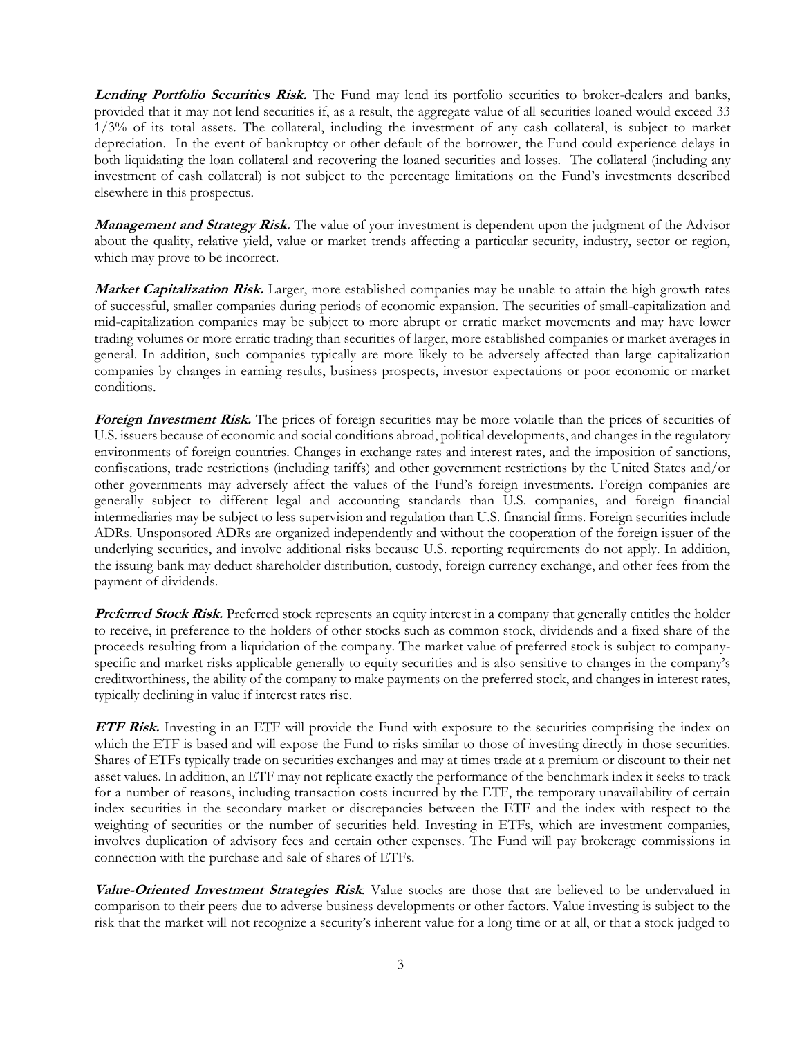***Lending Portfolio Securities Risk.*** The Fund may lend its portfolio securities to broker-dealers and banks, provided that it may not lend securities if, as a result, the aggregate value of all securities loaned would exceed 33 1/3% of its total assets. The collateral, including the investment of any cash collateral, is subject to market depreciation. In the event of bankruptcy or other default of the borrower, the Fund could experience delays in both liquidating the loan collateral and recovering the loaned securities and losses. The collateral (including any investment of cash collateral) is not subject to the percentage limitations on the Fund's investments described elsewhere in this prospectus.

***Management and Strategy Risk.*** The value of your investment is dependent upon the judgment of the Advisor about the quality, relative yield, value or market trends affecting a particular security, industry, sector or region, which may prove to be incorrect.

***Market Capitalization Risk.*** Larger, more established companies may be unable to attain the high growth rates of successful, smaller companies during periods of economic expansion. The securities of small-capitalization and mid-capitalization companies may be subject to more abrupt or erratic market movements and may have lower trading volumes or more erratic trading than securities of larger, more established companies or market averages in general. In addition, such companies typically are more likely to be adversely affected than large capitalization companies by changes in earning results, business prospects, investor expectations or poor economic or market conditions.

***Foreign Investment Risk.*** The prices of foreign securities may be more volatile than the prices of securities of U.S. issuers because of economic and social conditions abroad, political developments, and changes in the regulatory environments of foreign countries. Changes in exchange rates and interest rates, and the imposition of sanctions, confiscations, trade restrictions (including tariffs) and other government restrictions by the United States and/or other governments may adversely affect the values of the Fund's foreign investments. Foreign companies are generally subject to different legal and accounting standards than U.S. companies, and foreign financial intermediaries may be subject to less supervision and regulation than U.S. financial firms. Foreign securities include ADRs. Unsponsored ADRs are organized independently and without the cooperation of the foreign issuer of the underlying securities, and involve additional risks because U.S. reporting requirements do not apply. In addition, the issuing bank may deduct shareholder distribution, custody, foreign currency exchange, and other fees from the payment of dividends.

***Preferred Stock Risk.*** Preferred stock represents an equity interest in a company that generally entitles the holder to receive, in preference to the holders of other stocks such as common stock, dividends and a fixed share of the proceeds resulting from a liquidation of the company. The market value of preferred stock is subject to company-specific and market risks applicable generally to equity securities and is also sensitive to changes in the company's creditworthiness, the ability of the company to make payments on the preferred stock, and changes in interest rates, typically declining in value if interest rates rise.

***ETF Risk.*** Investing in an ETF will provide the Fund with exposure to the securities comprising the index on which the ETF is based and will expose the Fund to risks similar to those of investing directly in those securities. Shares of ETFs typically trade on securities exchanges and may at times trade at a premium or discount to their net asset values. In addition, an ETF may not replicate exactly the performance of the benchmark index it seeks to track for a number of reasons, including transaction costs incurred by the ETF, the temporary unavailability of certain index securities in the secondary market or discrepancies between the ETF and the index with respect to the weighting of securities or the number of securities held. Investing in ETFs, which are investment companies, involves duplication of advisory fees and certain other expenses. The Fund will pay brokerage commissions in connection with the purchase and sale of shares of ETFs.

***Value-Oriented Investment Strategies Risk***. Value stocks are those that are believed to be undervalued in comparison to their peers due to adverse business developments or other factors. Value investing is subject to the risk that the market will not recognize a security's inherent value for a long time or at all, or that a stock judged to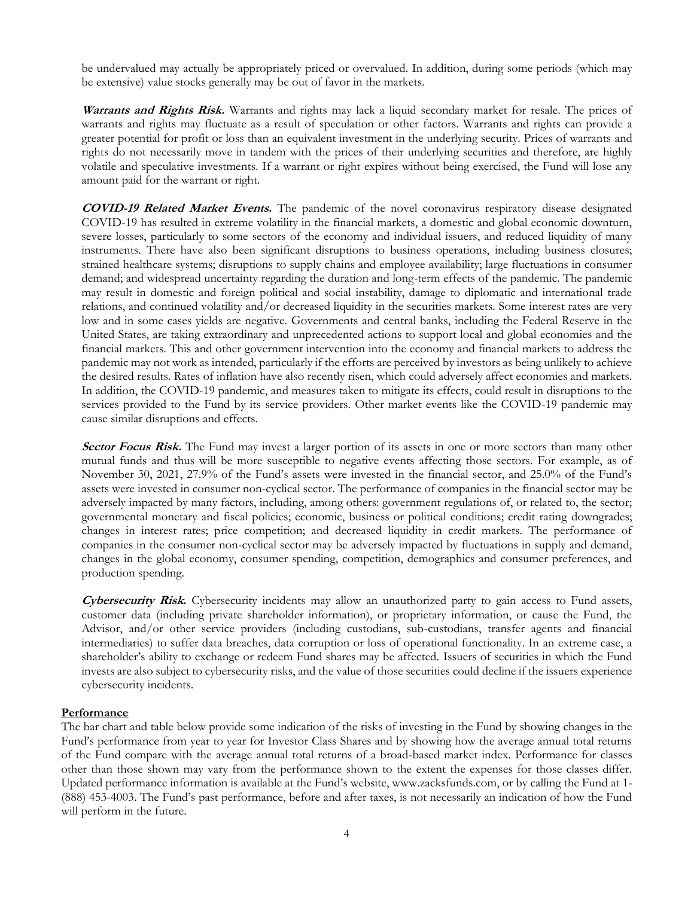be undervalued may actually be appropriately priced or overvalued. In addition, during some periods (which may be extensive) value stocks generally may be out of favor in the markets.

***Warrants and Rights Risk.*** Warrants and rights may lack a liquid secondary market for resale. The prices of warrants and rights may fluctuate as a result of speculation or other factors. Warrants and rights can provide a greater potential for profit or loss than an equivalent investment in the underlying security. Prices of warrants and rights do not necessarily move in tandem with the prices of their underlying securities and therefore, are highly volatile and speculative investments. If a warrant or right expires without being exercised, the Fund will lose any amount paid for the warrant or right.

***COVID-19 Related Market Events.*** The pandemic of the novel coronavirus respiratory disease designated COVID-19 has resulted in extreme volatility in the financial markets, a domestic and global economic downturn, severe losses, particularly to some sectors of the economy and individual issuers, and reduced liquidity of many instruments. There have also been significant disruptions to business operations, including business closures; strained healthcare systems; disruptions to supply chains and employee availability; large fluctuations in consumer demand; and widespread uncertainty regarding the duration and long-term effects of the pandemic. The pandemic may result in domestic and foreign political and social instability, damage to diplomatic and international trade relations, and continued volatility and/or decreased liquidity in the securities markets. Some interest rates are very low and in some cases yields are negative. Governments and central banks, including the Federal Reserve in the United States, are taking extraordinary and unprecedented actions to support local and global economies and the financial markets. This and other government intervention into the economy and financial markets to address the pandemic may not work as intended, particularly if the efforts are perceived by investors as being unlikely to achieve the desired results. Rates of inflation have also recently risen, which could adversely affect economies and markets. In addition, the COVID-19 pandemic, and measures taken to mitigate its effects, could result in disruptions to the services provided to the Fund by its service providers. Other market events like the COVID-19 pandemic may cause similar disruptions and effects.

***Sector Focus Risk.*** The Fund may invest a larger portion of its assets in one or more sectors than many other mutual funds and thus will be more susceptible to negative events affecting those sectors. For example, as of November 30, 2021, 27.9% of the Fund's assets were invested in the financial sector, and 25.0% of the Fund's assets were invested in consumer non-cyclical sector. The performance of companies in the financial sector may be adversely impacted by many factors, including, among others: government regulations of, or related to, the sector; governmental monetary and fiscal policies; economic, business or political conditions; credit rating downgrades; changes in interest rates; price competition; and decreased liquidity in credit markets. The performance of companies in the consumer non-cyclical sector may be adversely impacted by fluctuations in supply and demand, changes in the global economy, consumer spending, competition, demographics and consumer preferences, and production spending.

***Cybersecurity Risk.*** Cybersecurity incidents may allow an unauthorized party to gain access to Fund assets, customer data (including private shareholder information), or proprietary information, or cause the Fund, the Advisor, and/or other service providers (including custodians, sub-custodians, transfer agents and financial intermediaries) to suffer data breaches, data corruption or loss of operational functionality. In an extreme case, a shareholder's ability to exchange or redeem Fund shares may be affected. Issuers of securities in which the Fund invests are also subject to cybersecurity risks, and the value of those securities could decline if the issuers experience cybersecurity incidents.

## Performance

The bar chart and table below provide some indication of the risks of investing in the Fund by showing changes in the Fund's performance from year to year for Investor Class Shares and by showing how the average annual total returns of the Fund compare with the average annual total returns of a broad-based market index. Performance for classes other than those shown may vary from the performance shown to the extent the expenses for those classes differ. Updated performance information is available at the Fund's website, www.zacksfunds.com, or by calling the Fund at 1-(888) 453-4003. The Fund's past performance, before and after taxes, is not necessarily an indication of how the Fund will perform in the future.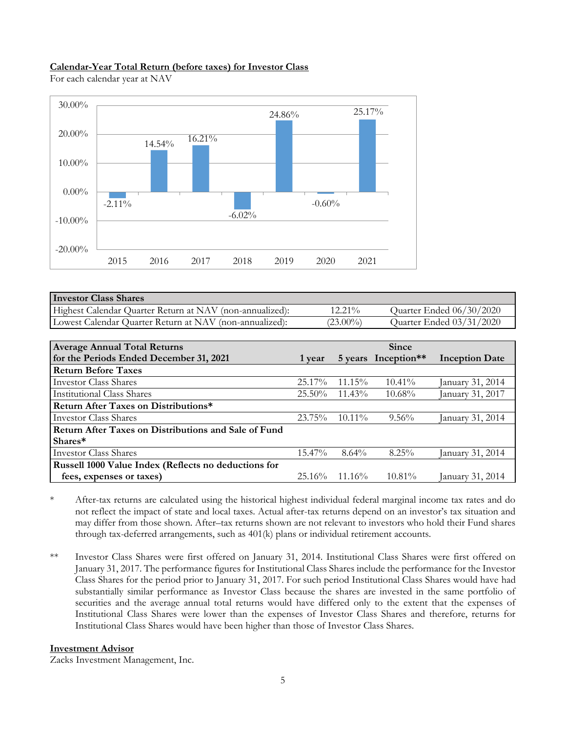**Calendar-Year Total Return (before taxes) for Investor Class**

For each calendar year at NAV

| Year | Return |
|---|---|
| 2015 | -2.11% |
| 2016 | 14.54% |
| 2017 | 16.21% |
| 2018 | -6.02% |
| 2019 | 24.86% |
| 2020 | -0.60% |
| 2021 | 25.17% |

| **Investor Class Shares** | | |
|---|---|---|
| Highest Calendar Quarter Return at NAV (non-annualized): | 12.21% | Quarter Ended 06/30/2020 |
| Lowest Calendar Quarter Return at NAV (non-annualized): | (23.00%) | Quarter Ended 03/31/2020 |

| **Average Annual Total Returns for the Periods Ended December 31, 2021** | **1 year** | **5 years** | **Since Inception**\*\* | **Inception Date** |
|---|---|---|---|---|
| **Return Before Taxes** | | | | |
| Investor Class Shares | 25.17% | 11.15% | 10.41% | January 31, 2014 |
| Institutional Class Shares | 25.50% | 11.43% | 10.68% | January 31, 2017 |
| **Return After Taxes on Distributions\*** | | | | |
| Investor Class Shares | 23.75% | 10.11% | 9.56% | January 31, 2014 |
| **Return After Taxes on Distributions and Sale of Fund Shares\*** | | | | |
| Investor Class Shares | 15.47% | 8.64% | 8.25% | January 31, 2014 |
| **Russell 1000 Value Index (Reflects no deductions for fees, expenses or taxes)** | 25.16% | 11.16% | 10.81% | January 31, 2014 |

\* After-tax returns are calculated using the historical highest individual federal marginal income tax rates and do not reflect the impact of state and local taxes. Actual after-tax returns depend on an investor's tax situation and may differ from those shown. After–tax returns shown are not relevant to investors who hold their Fund shares through tax-deferred arrangements, such as 401(k) plans or individual retirement accounts.

\*\* Investor Class Shares were first offered on January 31, 2014. Institutional Class Shares were first offered on January 31, 2017. The performance figures for Institutional Class Shares include the performance for the Investor Class Shares for the period prior to January 31, 2017. For such period Institutional Class Shares would have had substantially similar performance as Investor Class because the shares are invested in the same portfolio of securities and the average annual total returns would have differed only to the extent that the expenses of Institutional Class Shares were lower than the expenses of Investor Class Shares and therefore, returns for Institutional Class Shares would have been higher than those of Investor Class Shares.

**Investment Advisor**

Zacks Investment Management, Inc.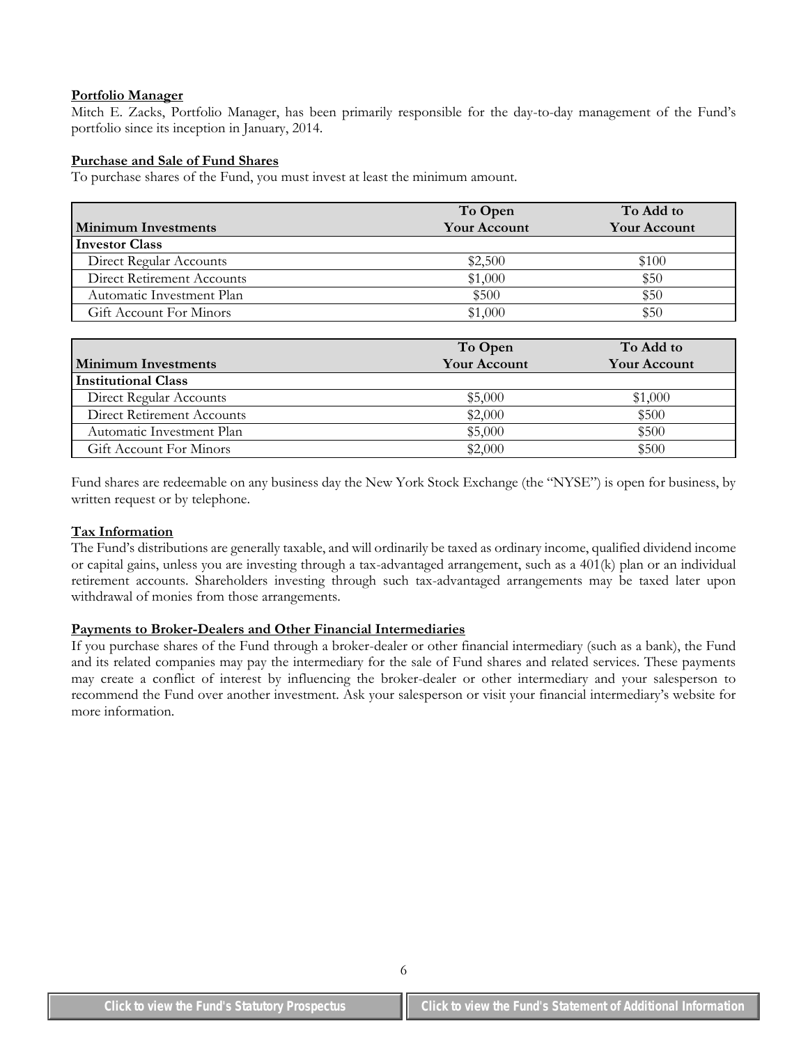**Portfolio Manager**

Mitch E. Zacks, Portfolio Manager, has been primarily responsible for the day-to-day management of the Fund's portfolio since its inception in January, 2014.

**Purchase and Sale of Fund Shares**

To purchase shares of the Fund, you must invest at least the minimum amount.

| Minimum Investments | To Open Your Account | To Add to Your Account |
|---|---|---|
| **Investor Class** | | |
| Direct Regular Accounts | $2,500 | $100 |
| Direct Retirement Accounts | $1,000 | $50 |
| Automatic Investment Plan | $500 | $50 |
| Gift Account For Minors | $1,000 | $50 |

| Minimum Investments | To Open Your Account | To Add to Your Account |
|---|---|---|
| **Institutional Class** | | |
| Direct Regular Accounts | $5,000 | $1,000 |
| Direct Retirement Accounts | $2,000 | $500 |
| Automatic Investment Plan | $5,000 | $500 |
| Gift Account For Minors | $2,000 | $500 |

Fund shares are redeemable on any business day the New York Stock Exchange (the "NYSE") is open for business, by written request or by telephone.

**Tax Information**

The Fund's distributions are generally taxable, and will ordinarily be taxed as ordinary income, qualified dividend income or capital gains, unless you are investing through a tax-advantaged arrangement, such as a 401(k) plan or an individual retirement accounts. Shareholders investing through such tax-advantaged arrangements may be taxed later upon withdrawal of monies from those arrangements.

**Payments to Broker-Dealers and Other Financial Intermediaries**

If you purchase shares of the Fund through a broker-dealer or other financial intermediary (such as a bank), the Fund and its related companies may pay the intermediary for the sale of Fund shares and related services. These payments may create a conflict of interest by influencing the broker-dealer or other intermediary and your salesperson to recommend the Fund over another investment. Ask your salesperson or visit your financial intermediary's website for more information.

Click to view the Fund's Statutory Prospectus | Click to view the Fund's Statement of Additional Information